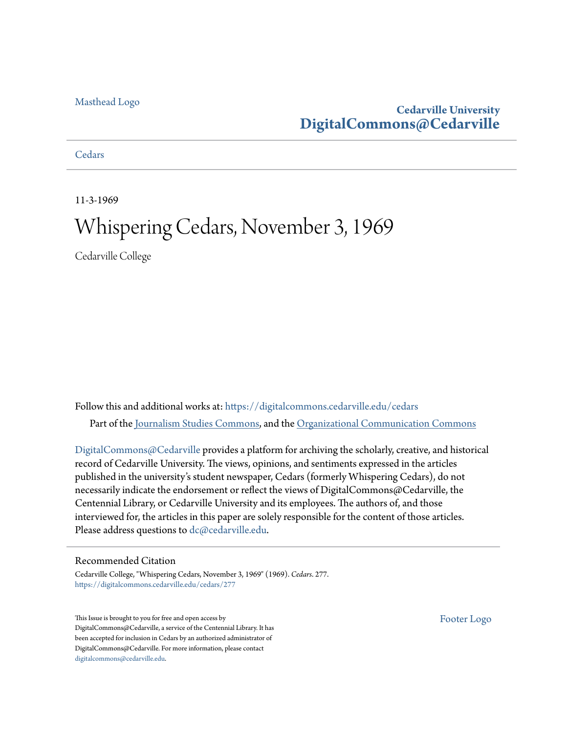Masthead Logo

**Cedarville University**
**DigitalCommons@Cedarville**

Cedars

11-3-1969

# Whispering Cedars, November 3, 1969

Cedarville College

Follow this and additional works at: https://digitalcommons.cedarville.edu/cedars

Part of the Journalism Studies Commons, and the Organizational Communication Commons

DigitalCommons@Cedarville provides a platform for archiving the scholarly, creative, and historical record of Cedarville University. The views, opinions, and sentiments expressed in the articles published in the university's student newspaper, Cedars (formerly Whispering Cedars), do not necessarily indicate the endorsement or reflect the views of DigitalCommons@Cedarville, the Centennial Library, or Cedarville University and its employees. The authors of, and those interviewed for, the articles in this paper are solely responsible for the content of those articles. Please address questions to dc@cedarville.edu.

## Recommended Citation

Cedarville College, "Whispering Cedars, November 3, 1969" (1969). *Cedars*. 277.
https://digitalcommons.cedarville.edu/cedars/277

This Issue is brought to you for free and open access by DigitalCommons@Cedarville, a service of the Centennial Library. It has been accepted for inclusion in Cedars by an authorized administrator of DigitalCommons@Cedarville. For more information, please contact digitalcommons@cedarville.edu.

Footer Logo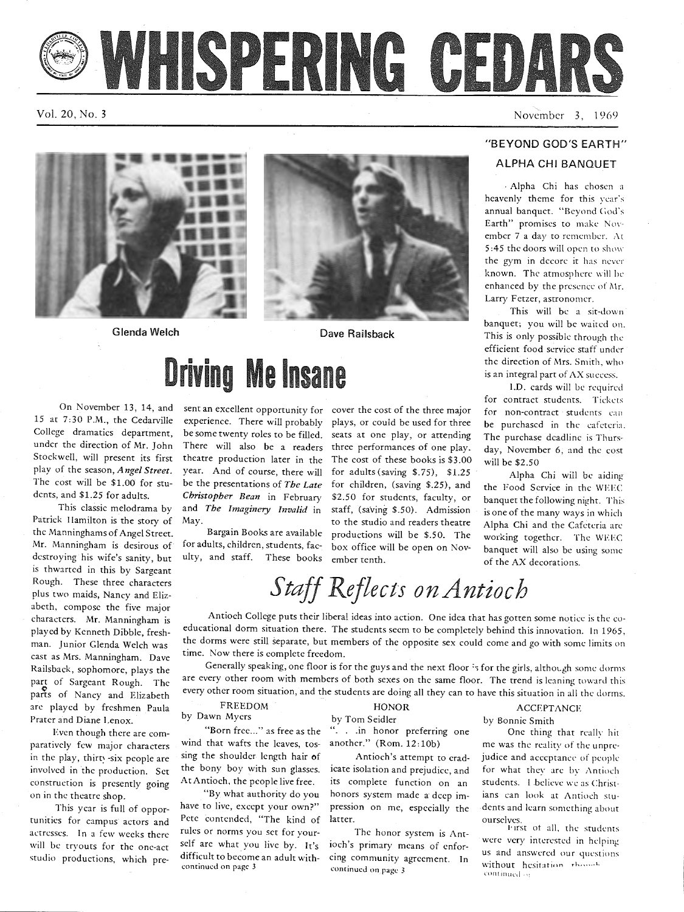# WHISPERING CEDARS

Vol. 20, No. 3 — November 3, 1969

Glenda Welch

Dave Railsback

## Driving Me Insane

On November 13, 14, and 15 at 7:30 P.M., the Cedarville College dramatics department, under the direction of Mr. John Stockwell, will present its first play of the season, *Angel Street*. The cost will be $1.00 for students, and $1.25 for adults.

This classic melodrama by Patrick Hamilton is the story of the Manninghams of Angel Street. Mr. Manningham is desirous of destroying his wife's sanity, but is thwarted in this by Sargeant Rough. These three characters plus two maids, Nancy and Elizabeth, compose the five major characters. Mr. Manningham is played by Kenneth Dibble, freshman. Junior Glenda Welch was cast as Mrs. Manningham. Dave Railsback, sophomore, plays the part of Sargeant Rough. The parts of Nancy and Elizabeth are played by freshmen Paula Prater and Diane Lenox.

Even though there are comparatively few major characters in the play, thirty-six people are involved in the production. Set construction is presently going on in the theatre shop.

This year is full of opportunities for campus actors and actresses. In a few weeks there will be tryouts for the one-act studio productions, which present an excellent opportunity for experience. There will probably be some twenty roles to be filled. There will also be a readers theatre production later in the year. And of course, there will be the presentations of *The Late Christopher Bean* in February and *The Imaginery Invalid* in May.

Bargain Books are available for adults, children, students, faculty, and staff. These books cover the cost of the three major plays, or could be used for three seats at one play, or attending three performances of one play. The cost of these books is $3.00 for adults (saving $.75), $1.25 for children, (saving $.25), and $2.50 for students, faculty, or staff, (saving $.50). Admission to the studio and readers theatre productions will be $.50. The box office will be open on November tenth.

## "BEYOND GOD'S EARTH" ALPHA CHI BANQUET

Alpha Chi has chosen a heavenly theme for this year's annual banquet. "Beyond God's Earth" promises to make November 7 a day to remember. At 5:45 the doors will open to show the gym in decore it has never known. The atmosphere will be enhanced by the presence of Mr. Larry Fetzer, astronomer.

This will be a sit-down banquet; you will be waited on. This is only possible through the efficient food service staff under the direction of Mrs. Smith, who is an integral part of AX success.

I.D. cards will be required for contract students. Tickets for non-contract students can be purchased in the cafeteria. The purchase deadline is Thursday, November 6, and the cost will be $2.50

Alpha Chi will be aiding the Food Service in the WEEC banquet the following night. This is one of the many ways in which Alpha Chi and the Cafeteria are working together. The WEEC banquet will also be using some of the AX decorations.

## *Staff Reflects on Antioch*

Antioch College puts their liberal ideas into action. One idea that has gotten some notice is the coeducational dorm situation there. The students seem to be completely behind this innovation. In 1965, the dorms were still separate, but members of the opposite sex could come and go with some limits on time. Now there is complete freedom.

Generally speaking, one floor is for the guys and the next floor is for the girls, although some dorms are every other room with members of both sexes on the same floor. The trend is leaning toward this every other room situation, and the students are doing all they can to have this situation in all the dorms.

### FREEDOM

by Dawn Myers

"Born free..." as free as the wind that wafts the leaves, tossing the shoulder length hair of the bony boy with sun glasses. At Antioch, the people live free.

"By what authority do you have to live, except your own?" Pete contended, "The kind of rules or norms you set for yourself are what you live by. It's difficult to become an adult with-

continued on page 3

### HONOR

by Tom Seidler

". . .in honor preferring one another." (Rom. 12:10b)

Antioch's attempt to eradicate isolation and prejudice, and its complete function on an honors system made a deep impression on me, especially the latter.

The honor system is Antioch's primary means of enforcing community agreement. In

continued on page 3

### ACCEPTANCE

by Bonnie Smith

One thing that really hit me was the reality of the unprejudice and acceptance of people for what they are by Antioch students. I believe we as Christians can look at Antioch students and learn something about ourselves.

First of all, the students were very interested in helping us and answered our questions without hesitation though

continued on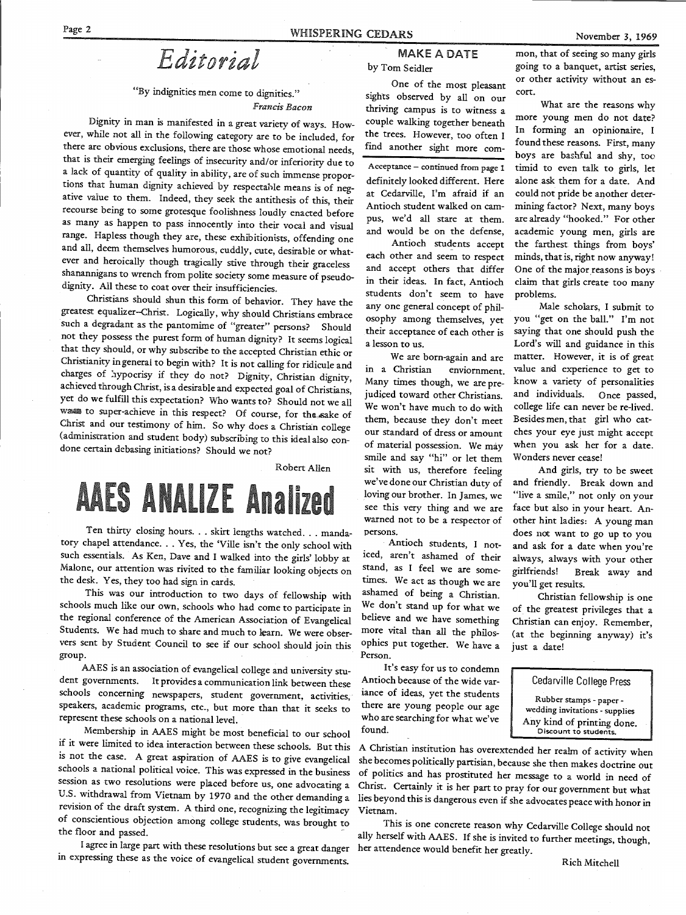# Editorial

"By indignities men come to dignities."

*Francis Bacon*

Dignity in man is manifested in a great variety of ways. However, while not all in the following category are to be included, for there are obvious exclusions, there are those whose emotional needs, that is their emerging feelings of insecurity and/or inferiority due to a lack of quantity of quality in ability, are of such immense proportions that human dignity achieved by respectable means is of negative value to them. Indeed, they seek the antithesis of this, their recourse being to some grotesque foolishness loudly enacted before as many as happen to pass innocently into their vocal and visual range. Hapless though they are, these exhibitionists, offending one and all, deem themselves humorous, cuddly, cute, desirable or whatever and heroically though tragically stive through their graceless shanannigans to wrench from polite society some measure of pseudo-dignity. All these to coat over their insufficiencies.

Christians should shun this form of behavior. They have the greatest equalizer–Christ. Logically, why should Christians embrace such a degradant as the pantomime of "greater" persons? Should not they possess the purest form of human dignity? It seems logical that they should, or why subscribe to the accepted Christian ethic or Christianity in general to begin with? It is not calling for ridicule and charges of hypocrisy if they do not? Dignity, Christian dignity, achieved through Christ, is a desirable and expected goal of Christians, yet do we fulfill this expectation? Who wants to? Should not we all want to super-achieve in this respect? Of course, for the sake of Christ and our testimony of him. So why does a Christian college (administration and student body) subscribing to this ideal also condone certain debasing initiations? Should we not?

Robert Allen

# AAES ANALIZE Analized

Ten thirty closing hours. . . skirt lengths watched. . . mandatory chapel attendance. . . Yes, the 'Ville isn't the only school with such essentials. As Ken, Dave and I walked into the girls' lobby at Malone, our attention was rivited to the familiar looking objects on the desk. Yes, they too had sign in cards.

This was our introduction to two days of fellowship with schools much like our own, schools who had come to participate in the regional conference of the American Association of Evangelical Students. We had much to share and much to learn. We were observers sent by Student Council to see if our school should join this group.

AAES is an association of evangelical college and university student governments. It provides a communication link between these schools concerning newspapers, student government, activities, speakers, academic programs, etc., but more than that it seeks to represent these schools on a national level.

Membership in AAES might be most beneficial to our school if it were limited to idea interaction between these schools. But this is not the case. A great aspiration of AAES is to give evangelical schools a national political voice. This was expressed in the business session as two resolutions were placed before us, one advocating a U.S. withdrawal from Vietnam by 1970 and the other demanding a revision of the draft system. A third one, recognizing the legitimacy of conscientious objection among college students, was brought to the floor and passed.

I agree in large part with these resolutions but see a great danger in expressing these as the voice of evangelical student governments. A Christian institution has overextended her realm of activity when she becomes politically partisian, because she then makes doctrine out of politics and has prostituted her message to a world in need of Christ. Certainly it is her part to pray for our government but what lies beyond this is dangerous even if she advocates peace with honor in Vietnam.

This is one concrete reason why Cedarville College should not ally herself with AAES. If she is invited to further meetings, though, her attendence would benefit her greatly.

Rich Mitchell

## MAKE A DATE

by Tom Seidler

One of the most pleasant sights observed by all on our thriving campus is to witness a couple walking together beneath the trees. However, too often I find another sight more common, that of seeing so many girls going to a banquet, artist series, or other activity without an escort.

What are the reasons why more young men do not date? In forming an opinionaire, I found these reasons. First, many boys are bashful and shy, too timid to even talk to girls, let alone ask them for a date. And could not pride be another determining factor? Next, many boys are already "hooked." For other academic young men, girls are the farthest things from boys' minds, that is, right now anyway! One of the major reasons is boys claim that girls create too many problems.

Male scholars, I submit to you "get on the ball." I'm not saying that one should push the Lord's will and guidance in this matter. However, it is of great value and experience to get to know a variety of personalities and individuals. Once passed, college life can never be re-lived. Besides men, that girl who catches your eye just might accept when you ask her for a date. Wonders never cease!

And girls, try to be sweet and friendly. Break down and "live a smile," not only on your face but also in your heart. Another hint ladies: A young man does not want to go up to you and ask for a date when you're always, always with your other girlfriends! Break away and you'll get results.

Christian fellowship is one of the greatest privileges that a Christian can enjoy. Remember, (at the beginning anyway) it's just a date!

Acceptance – continued from page 1

definitely looked different. Here at Cedarville, I'm afraid if an Antioch student walked on campus, we'd all stare at them. and would be on the defense.

Antioch students accept each other and seem to respect and accept others that differ in their ideas. In fact, Antioch students don't seem to have any one general concept of philosophy among themselves, yet their acceptance of each other is a lesson to us.

We are born-again and are in a Christian enviornment. Many times though, we are prejudiced toward other Christians. We won't have much to do with them, because they don't meet our standard of dress or amount of material possession. We may smile and say "hi" or let them sit with us, therefore feeling we've done our Christian duty of loving our brother. In James, we see this very thing and we are warned not to be a respector of persons.

Antioch students, I noticed, aren't ashamed of their stand, as I feel we are sometimes. We act as though we are ashamed of being a Christian. We don't stand up for what we believe and we have something more vital than all the philosophies put together. We have a Person.

It's easy for us to condemn Antioch because of the wide variance of ideas, yet the students there are young people our age who are searching for what we've found.

Cedarville College Press

Rubber stamps - paper - wedding invitations - supplies

Any kind of printing done.

Discount to students.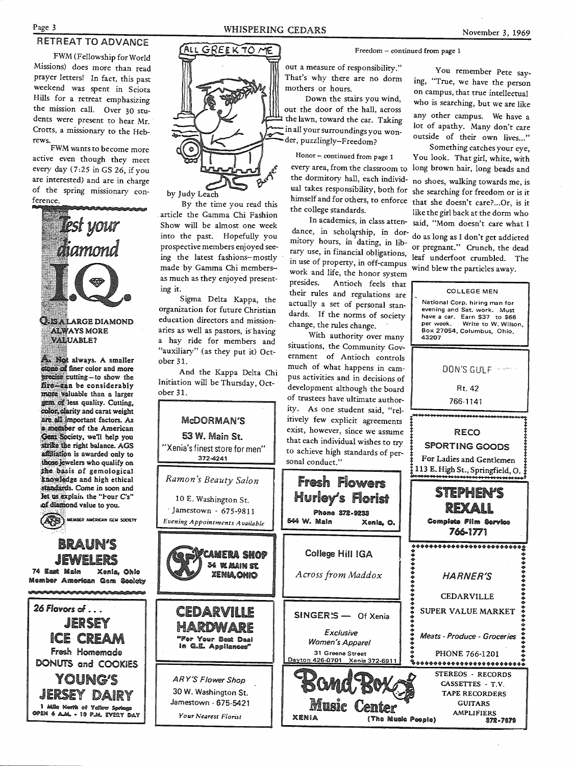## RETREAT TO ADVANCE

FWM (Fellowship for World Missions) does more than read prayer letters! In fact, this past weekend was spent in Sciota Hills for a retreat emphasizing the mission call. Over 30 students were present to hear Mr. Crotts, a missionary to the Hebrews.

FWM wants to become more active even though they meet every day (7:25 in GS 26, if you are interested) and are in charge of the spring missionary conference.

**Test your diamond I.Q.**

**Q. IS A LARGE DIAMOND ALWAYS MORE VALUABLE?**

**A.** Not always. A smaller stone of finer color and more precise cutting—to show the fire—can be considerably more valuable than a larger gem of less quality. Cutting, color, clarity and carat weight are all important factors. As a member of the American Gem Society, we'll help you strike the right balance. AGS affiliation is awarded only to those jewelers who qualify on the basis of gemological knowledge and high ethical standards. Come in soon and let us explain the "Four C's" of diamond value to you.

AGS MEMBER AMERICAN GEM SOCIETY

**BRAUN'S JEWELERS**
74 East Main Xenia, Ohio
Member American Gem Society

*26 Flavors of . . .*
**JERSEY ICE CREAM**
Fresh Homemade DONUTS and COOKIES
**YOUNG'S JERSEY DAIRY**
1 Mile North of Yellow Springs
OPEN 6 A.M. - 10 P.M. EVERY DAY

## ALL GREEK TO ME

by Judy Leach

By the time you read this article the Gamma Chi Fashion Show will be almost one week into the past. Hopefully you prospective members enjoyed seeing the latest fashions—mostly made by Gamma Chi members—as much as they enjoyed presenting it.

Sigma Delta Kappa, the organization for future Christian education directors and missionaries as well as pastors, is having a hay ride for members and "auxiliary" (as they put it) October 31.

And the Kappa Delta Chi Initiation will be Thursday, October 31.

**McDORMAN'S**
53 W. Main St.
"Xenia's finest store for men"
372-4241

*Ramon's Beauty Salon*
10 E. Washington St.
Jamestown - 675-9811
*Evening Appointments Available*

**CAMERA SHOP**
34 W. MAIN ST.
XENIA, OHIO

**CEDARVILLE HARDWARE**
"For Your Best Deal In G.E. Appliances"

*ARY'S Flower Shop*
30 W. Washington St.
Jamestown - 675-5421
*Your Nearest Florist*

Freedom – continued from page 1

out a measure of responsibility." That's why there are no dorm mothers or hours.

Down the stairs you wind, out the door of the hall, across the lawn, toward the car. Taking in all your surroundings you wonder, puzzlingly—Freedom?

You remember Pete saying, "True, we have the person on campus, that true intellectual who is searching, but we are like any other campus. We have a lot of apathy. Many don't care outside of their own lives..."

Something catches your eye, You look. That girl, white, with long brown hair, long beads and no shoes, walking towards me, is she searching for freedom or is it that she doesn't care?...Or, is it like the girl back at the dorm who said, "Mom doesn't care what I do as long as I don't get addicted or pregnant." Crunch, the dead leaf underfoot crumbled. The wind blew the particles away.

Honor – continued from page 1

every area, from the classroom to the dormitory hall, each individual takes responsibility, both for himself and for others, to enforce the college standards.

In academics, in class attendance, in scholarship, in dormitory hours, in dating, in library use, in financial obligations, in use of property, in off-campus work and life, the honor system presides. Antioch feels that their rules and regulations are actually a set of personal standards. If the norms of society change, the rules change.

With authority over many situations, the Community Government of Antioch controls much of what happens in campus activities and in decisions of development although the board of trustees have ultimate authority. As one student said, "relitively few explicit agreements exist, however, since we assume that each individual wishes to try to achieve high standards of personal conduct."

**Fresh Flowers Hurley's Florist**
Phone 372-9233
544 W. Main Xenia, O.

College Hill IGA
*Across from Maddox*

SINGER'S — Of Xenia
*Exclusive Women's Apparel*
31 Greene Street
Dayton 426-0701 Xenia 372-6911

COLLEGE MEN
National Corp. hiring man for evening and Sat. work. Must have a car. Earn $37 to $66 per week. Write to W. Wilson, Box 27054, Columbus, Ohio, 43207

DON'S GULF
Rt. 42
766-1141

**RECO SPORTING GOODS**
For Ladies and Gentlemen
113 E. High St., Springfield, O.

**STEPHEN'S REXALL**
Complete Film Service
766-1771

*HARNER'S*
CEDARVILLE
SUPER VALUE MARKET
*Meats - Produce - Groceries*
PHONE 766-1201

**Band Box Music Center**
XENIA (The Music People)
STEREOS - RECORDS
CASSETTES - T.V.
TAPE RECORDERS
GUITARS
AMPLIFIERS
372-7679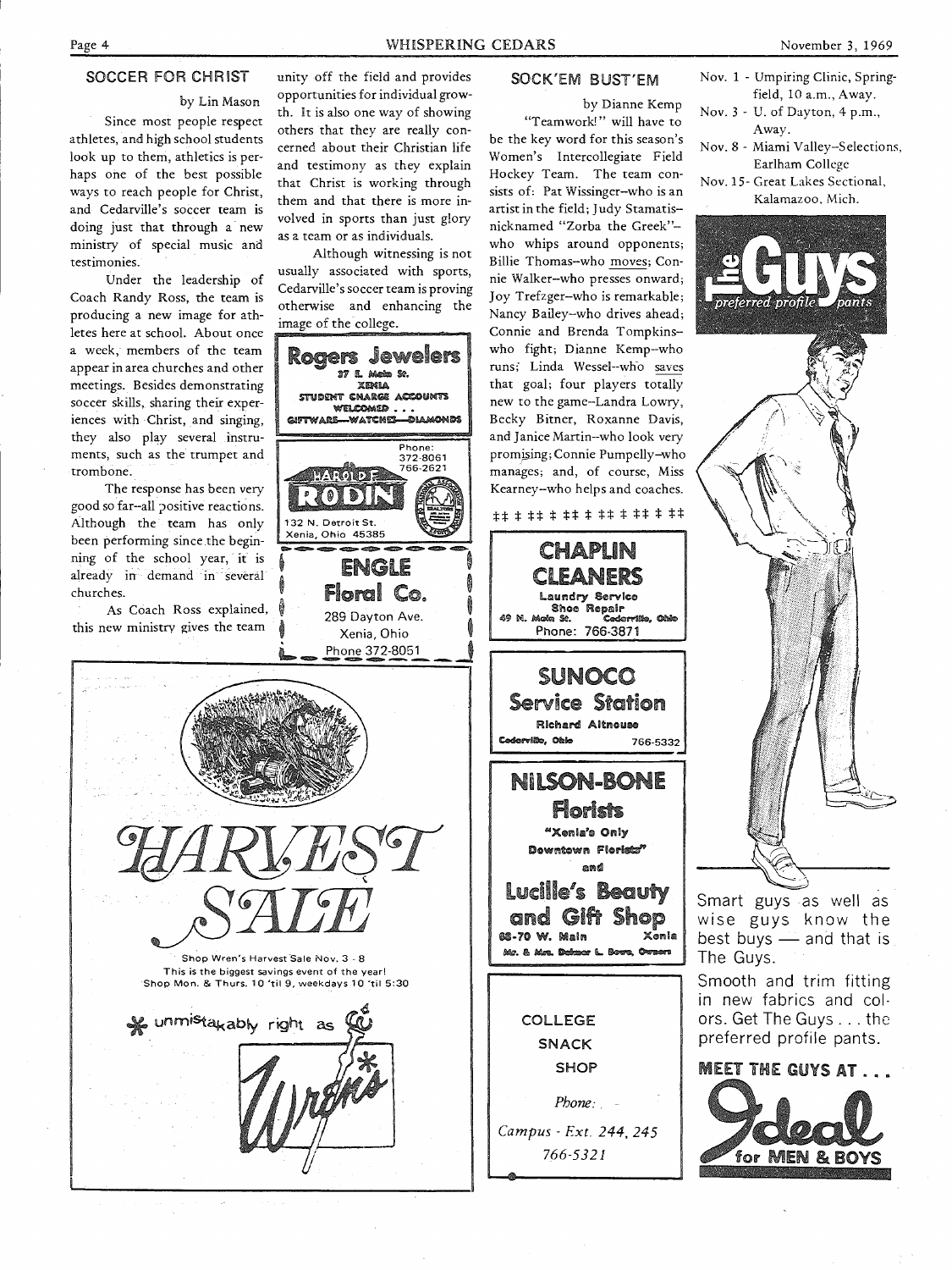## SOCCER FOR CHRIST

by Lin Mason

Since most people respect athletes, and high school students look up to them, athletics is perhaps one of the best possible ways to reach people for Christ, and Cedarville's soccer team is doing just that through a new ministry of special music and testimonies.

Under the leadership of Coach Randy Ross, the team is producing a new image for athletes here at school. About once a week, members of the team appear in area churches and other meetings. Besides demonstrating soccer skills, sharing their experiences with Christ, and singing, they also play several instruments, such as the trumpet and trombone.

The response has been very good so far--all positive reactions. Although the team has only been performing since the beginning of the school year, it is already in demand in several churches.

As Coach Ross explained, this new ministry gives the team unity off the field and provides opportunities for individual growth. It is also one way of showing others that they are really concerned about their Christian life and testimony as they explain that Christ is working through them and that there is more involved in sports than just glory as a team or as individuals.

Although witnessing is not usually associated with sports, Cedarville's soccer team is proving otherwise and enhancing the image of the college.

**Rogers Jewelers**
37 E. Main St.
XENIA
STUDENT CHARGE ACCOUNTS WELCOMED . . .
GIFTWARE—WATCHES—DIAMONDS

HAROLD E. RODIN
132 N. Detroit St.
Xenia, Ohio 45385
Phone: 372-8061
766-2621

**ENGLE Floral Co.**
289 Dayton Ave.
Xenia, Ohio
Phone 372-8051

## SOCK'EM BUST'EM

by Dianne Kemp

"Teamwork!" will have to be the key word for this season's Women's Intercollegiate Field Hockey Team. The team consists of: Pat Wissinger--who is an artist in the field; Judy Stamatis--nicknamed "Zorba the Greek"--who whips around opponents; Billie Thomas--who moves; Connie Walker--who presses onward; Joy Trefzger--who is remarkable; Nancy Bailey--who drives ahead; Connie and Brenda Tompkins--who fight; Dianne Kemp--who runs; Linda Wessel--who saves that goal; four players totally new to the game--Landra Lowry, Becky Bitner, Roxanne Davis, and Janice Martin--who look very promising; Connie Pumpelly--who manages; and, of course, Miss Kearney--who helps and coaches.

‡‡ ‡ ‡‡ ‡ ‡‡ ‡ ‡‡ ‡ ‡‡ ‡ ‡‡

Nov. 1 - Umpiring Clinic, Springfield, 10 a.m., Away.
Nov. 3 - U. of Dayton, 4 p.m., Away.
Nov. 8 - Miami Valley--Selections, Earlham College
Nov. 15 - Great Lakes Sectional, Kalamazoo, Mich.

**CHAPLIN CLEANERS**
Laundry Service
Shoe Repair
49 N. Main St. Cedarville, Ohio
Phone: 766-3871

**SUNOCO Service Station**
Richard Altnouse
Cedarville, Ohio 766-5332

**NILSON-BONE Florists**
"Xenia's Only Downtown Florists"
and
**Lucille's Beauty and Gift Shop**
68-70 W. Main Xenia
Mr. & Mrs. Delmar L. Bone, Owners

COLLEGE SNACK SHOP
*Phone:*
*Campus - Ext. 244, 245*
*766-5321*

*HARVEST SALE*

Shop Wren's Harvest Sale Nov. 3 - 8
This is the biggest savings event of the year!
Shop Mon. & Thurs. 10 'til 9, weekdays 10 'til 5:30

unmistakably right as *Wren's*

**The Guys** preferred profile pants

Smart guys as well as wise guys know the best buys — and that is The Guys.

Smooth and trim fitting in new fabrics and colors. Get The Guys . . . the preferred profile pants.

**MEET THE GUYS AT . . .**

**Ideal** for MEN & BOYS